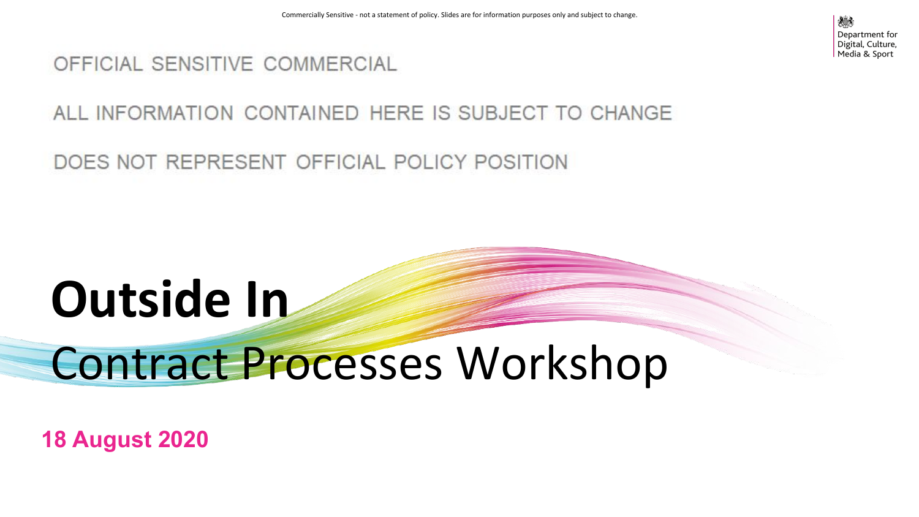Commercially Sensitive - not a statement of policy. Slides are for information purposes only and subject to change.

Department for Digital, Culture, Media & Sport

OFFICIAL SENSITIVE COMMERCIAL

ALL INFORMATION CONTAINED HERE IS SUBJECT TO CHANGE

DOES NOT REPRESENT OFFICIAL POLICY POSITION

# Outside In

## Contract Processes Workshop

**18 August 2020**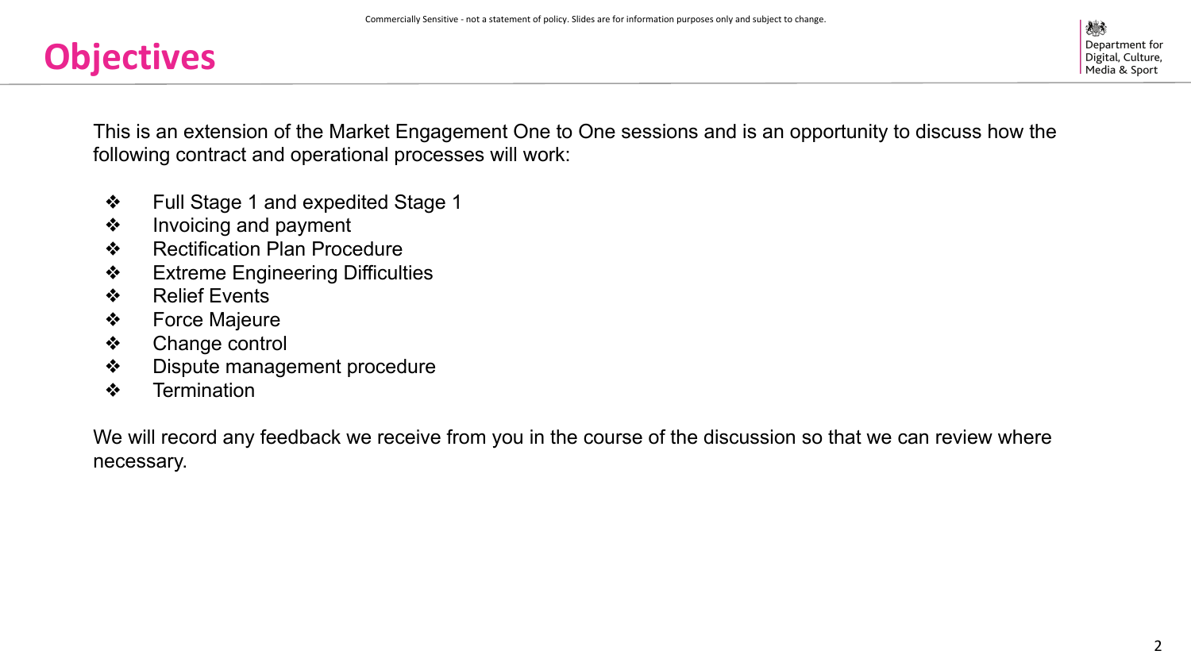# Objectives

This is an extension of the Market Engagement One to One sessions and is an opportunity to discuss how the following contract and operational processes will work:

- Full Stage 1 and expedited Stage 1
- Invoicing and payment
- Rectification Plan Procedure
- Extreme Engineering Difficulties
- Relief Events
- Force Majeure
- Change control
- Dispute management procedure
- Termination

We will record any feedback we receive from you in the course of the discussion so that we can review where necessary.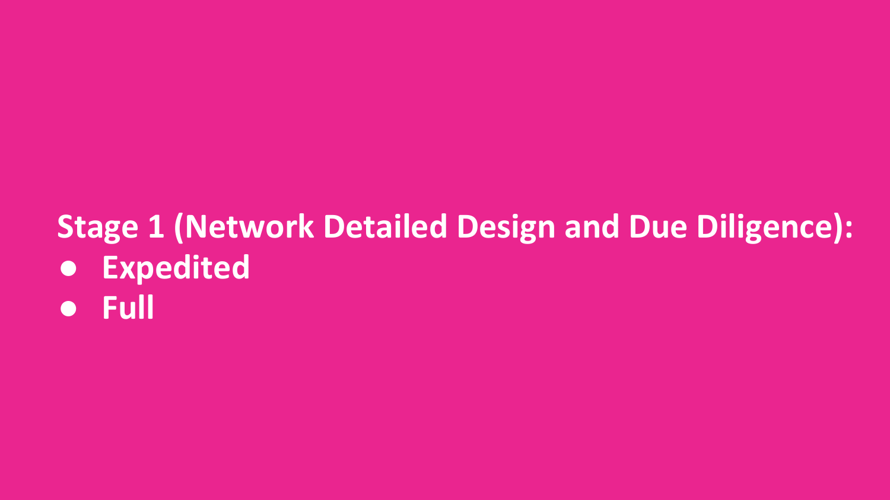**Stage 1 (Network Detailed Design and Due Diligence):**

- **Expedited**
- **Full**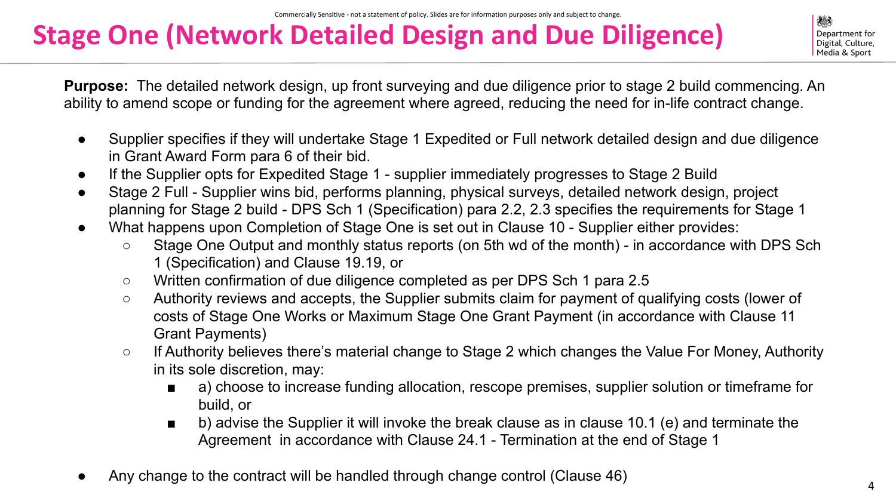# Stage One (Network Detailed Design and Due Diligence)

**Purpose:** The detailed network design, up front surveying and due diligence prior to stage 2 build commencing. An ability to amend scope or funding for the agreement where agreed, reducing the need for in-life contract change.

- Supplier specifies if they will undertake Stage 1 Expedited or Full network detailed design and due diligence in Grant Award Form para 6 of their bid.
- If the Supplier opts for Expedited Stage 1 - supplier immediately progresses to Stage 2 Build
- Stage 2 Full - Supplier wins bid, performs planning, physical surveys, detailed network design, project planning for Stage 2 build - DPS Sch 1 (Specification) para 2.2, 2.3 specifies the requirements for Stage 1
- What happens upon Completion of Stage One is set out in Clause 10 - Supplier either provides:
  - Stage One Output and monthly status reports (on 5th wd of the month) - in accordance with DPS Sch 1 (Specification) and Clause 19.19, or
  - Written confirmation of due diligence completed as per DPS Sch 1 para 2.5
  - Authority reviews and accepts, the Supplier submits claim for payment of qualifying costs (lower of costs of Stage One Works or Maximum Stage One Grant Payment (in accordance with Clause 11 Grant Payments)
  - If Authority believes there's material change to Stage 2 which changes the Value For Money, Authority in its sole discretion, may:
    - a) choose to increase funding allocation, rescope premises, supplier solution or timeframe for build, or
    - b) advise the Supplier it will invoke the break clause as in clause 10.1 (e) and terminate the Agreement in accordance with Clause 24.1 - Termination at the end of Stage 1
- Any change to the contract will be handled through change control (Clause 46)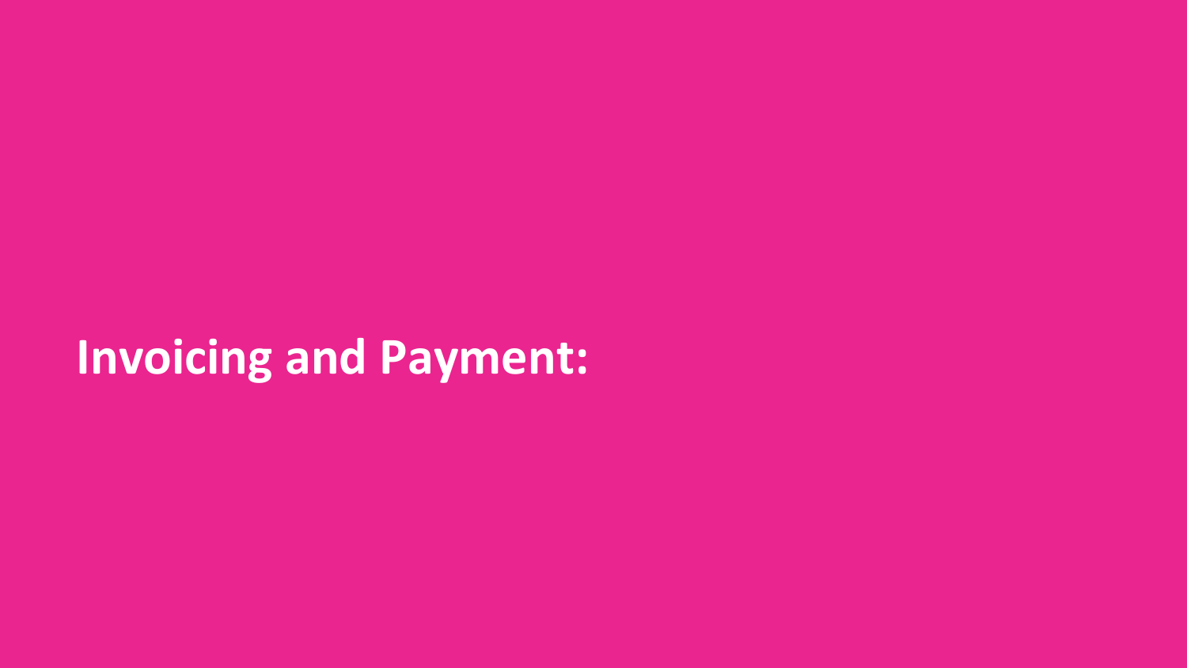# Invoicing and Payment: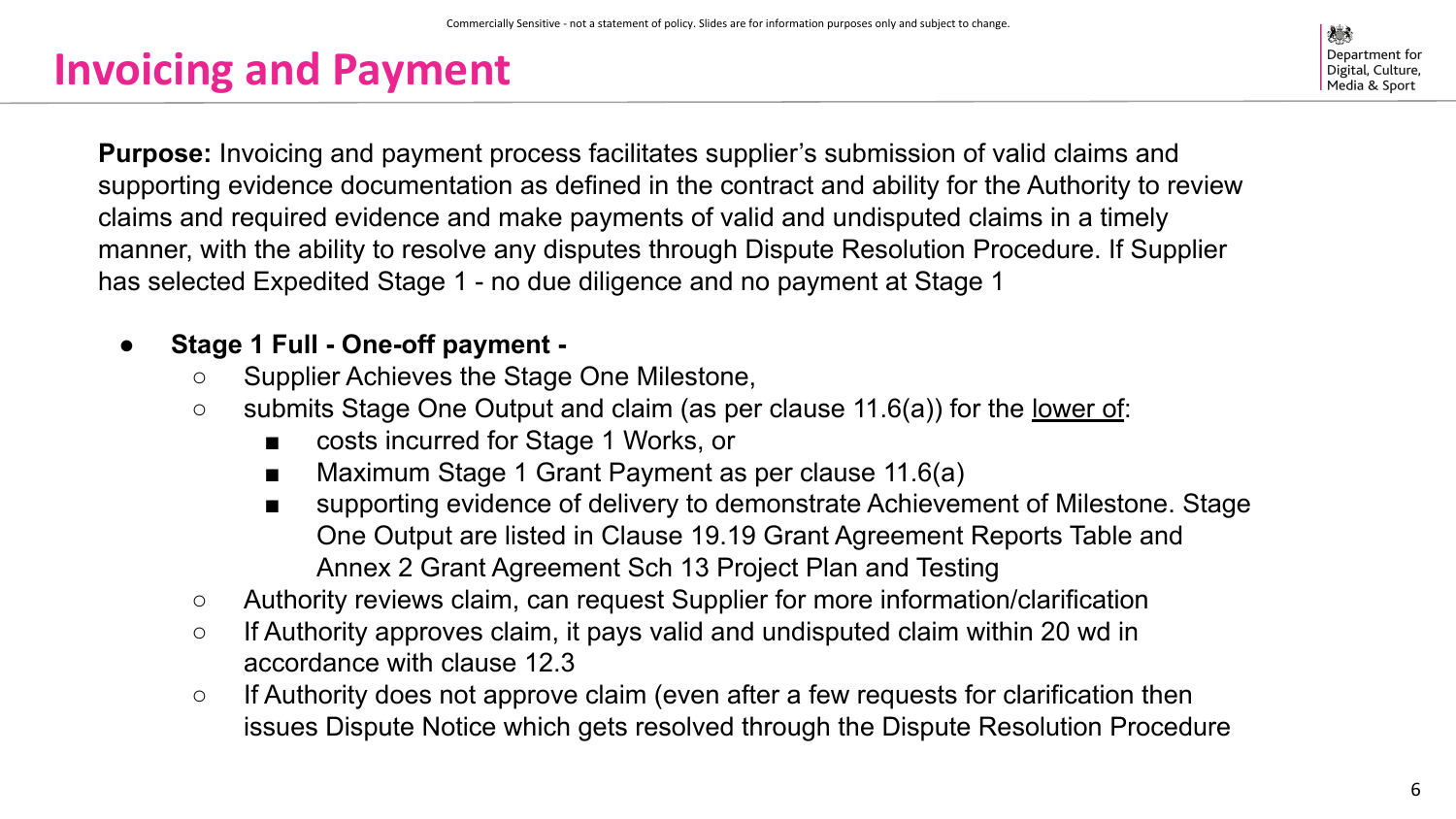# Invoicing and Payment

**Purpose:** Invoicing and payment process facilitates supplier's submission of valid claims and supporting evidence documentation as defined in the contract and ability for the Authority to review claims and required evidence and make payments of valid and undisputed claims in a timely manner, with the ability to resolve any disputes through Dispute Resolution Procedure. If Supplier has selected Expedited Stage 1 - no due diligence and no payment at Stage 1

- **Stage 1 Full - One-off payment -**
  - Supplier Achieves the Stage One Milestone,
  - submits Stage One Output and claim (as per clause 11.6(a)) for the <u>lower of</u>:
    - costs incurred for Stage 1 Works, or
    - Maximum Stage 1 Grant Payment as per clause 11.6(a)
    - supporting evidence of delivery to demonstrate Achievement of Milestone. Stage One Output are listed in Clause 19.19 Grant Agreement Reports Table and Annex 2 Grant Agreement Sch 13 Project Plan and Testing
  - Authority reviews claim, can request Supplier for more information/clarification
  - If Authority approves claim, it pays valid and undisputed claim within 20 wd in accordance with clause 12.3
  - If Authority does not approve claim (even after a few requests for clarification then issues Dispute Notice which gets resolved through the Dispute Resolution Procedure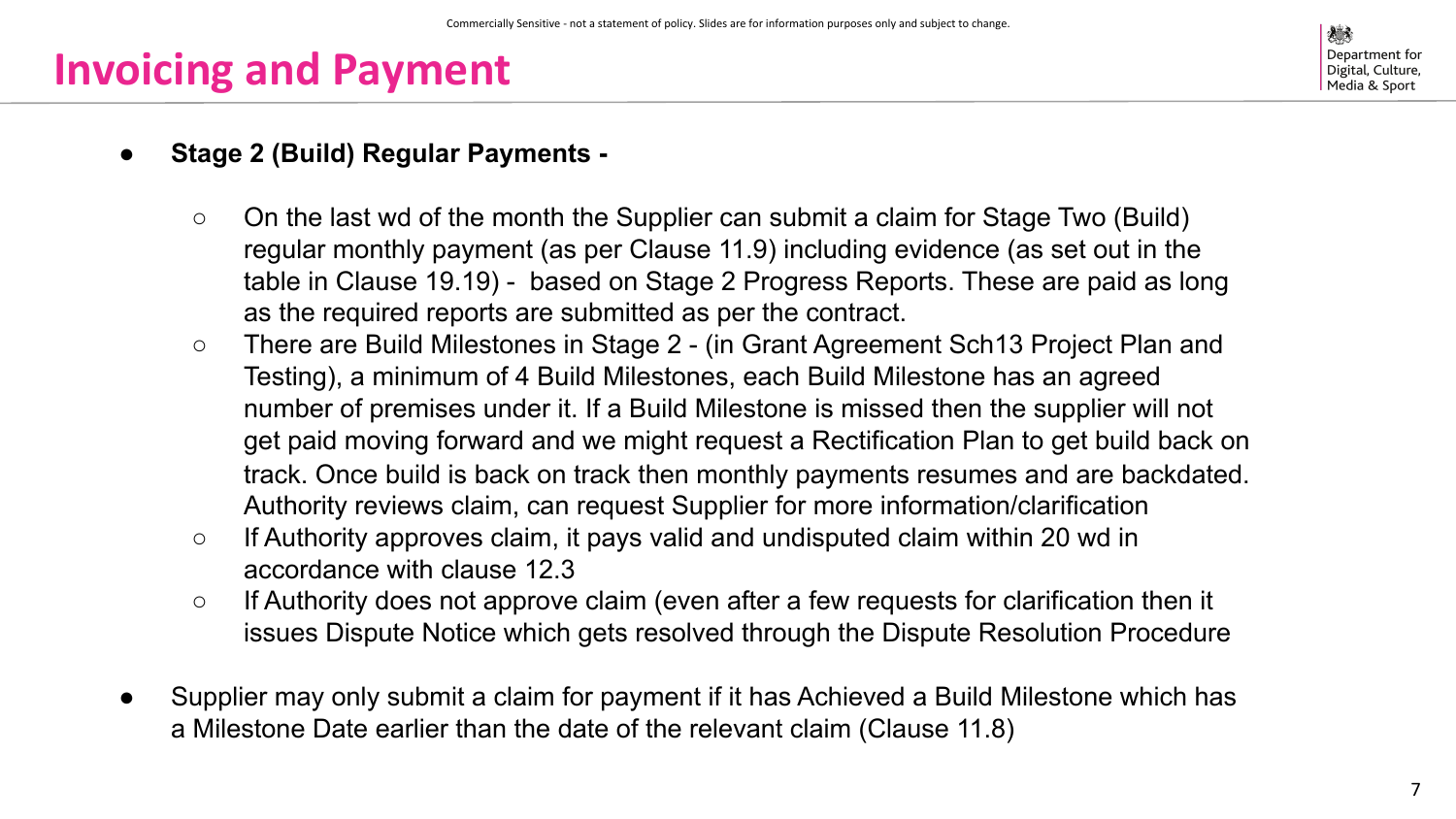# Invoicing and Payment

- **Stage 2 (Build) Regular Payments -**
  - On the last wd of the month the Supplier can submit a claim for Stage Two (Build) regular monthly payment (as per Clause 11.9) including evidence (as set out in the table in Clause 19.19) - based on Stage 2 Progress Reports. These are paid as long as the required reports are submitted as per the contract.
  - There are Build Milestones in Stage 2 - (in Grant Agreement Sch13 Project Plan and Testing), a minimum of 4 Build Milestones, each Build Milestone has an agreed number of premises under it. If a Build Milestone is missed then the supplier will not get paid moving forward and we might request a Rectification Plan to get build back on track. Once build is back on track then monthly payments resumes and are backdated. Authority reviews claim, can request Supplier for more information/clarification
  - If Authority approves claim, it pays valid and undisputed claim within 20 wd in accordance with clause 12.3
  - If Authority does not approve claim (even after a few requests for clarification then it issues Dispute Notice which gets resolved through the Dispute Resolution Procedure

- Supplier may only submit a claim for payment if it has Achieved a Build Milestone which has a Milestone Date earlier than the date of the relevant claim (Clause 11.8)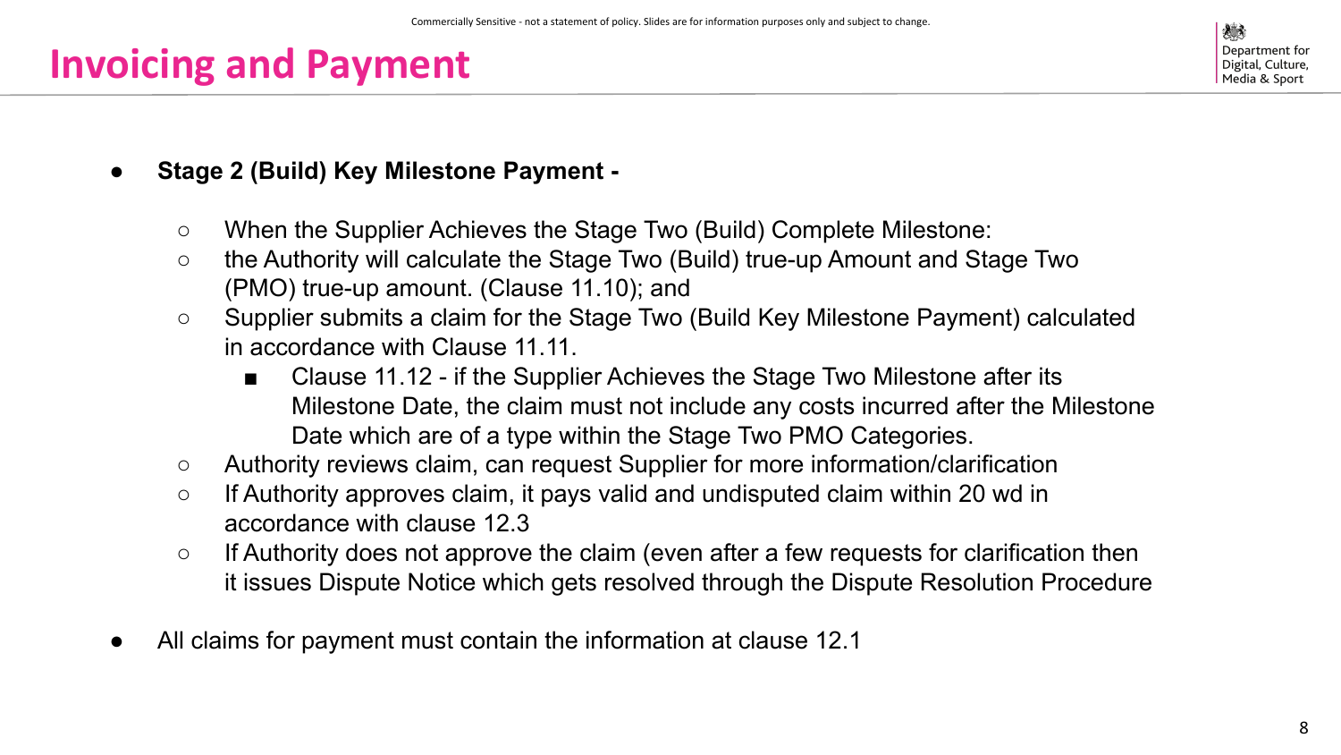# Invoicing and Payment

- **Stage 2 (Build) Key Milestone Payment -**
  - When the Supplier Achieves the Stage Two (Build) Complete Milestone:
  - the Authority will calculate the Stage Two (Build) true-up Amount and Stage Two (PMO) true-up amount. (Clause 11.10); and
  - Supplier submits a claim for the Stage Two (Build Key Milestone Payment) calculated in accordance with Clause 11.11.
    - Clause 11.12 - if the Supplier Achieves the Stage Two Milestone after its Milestone Date, the claim must not include any costs incurred after the Milestone Date which are of a type within the Stage Two PMO Categories.
  - Authority reviews claim, can request Supplier for more information/clarification
  - If Authority approves claim, it pays valid and undisputed claim within 20 wd in accordance with clause 12.3
  - If Authority does not approve the claim (even after a few requests for clarification then it issues Dispute Notice which gets resolved through the Dispute Resolution Procedure

- All claims for payment must contain the information at clause 12.1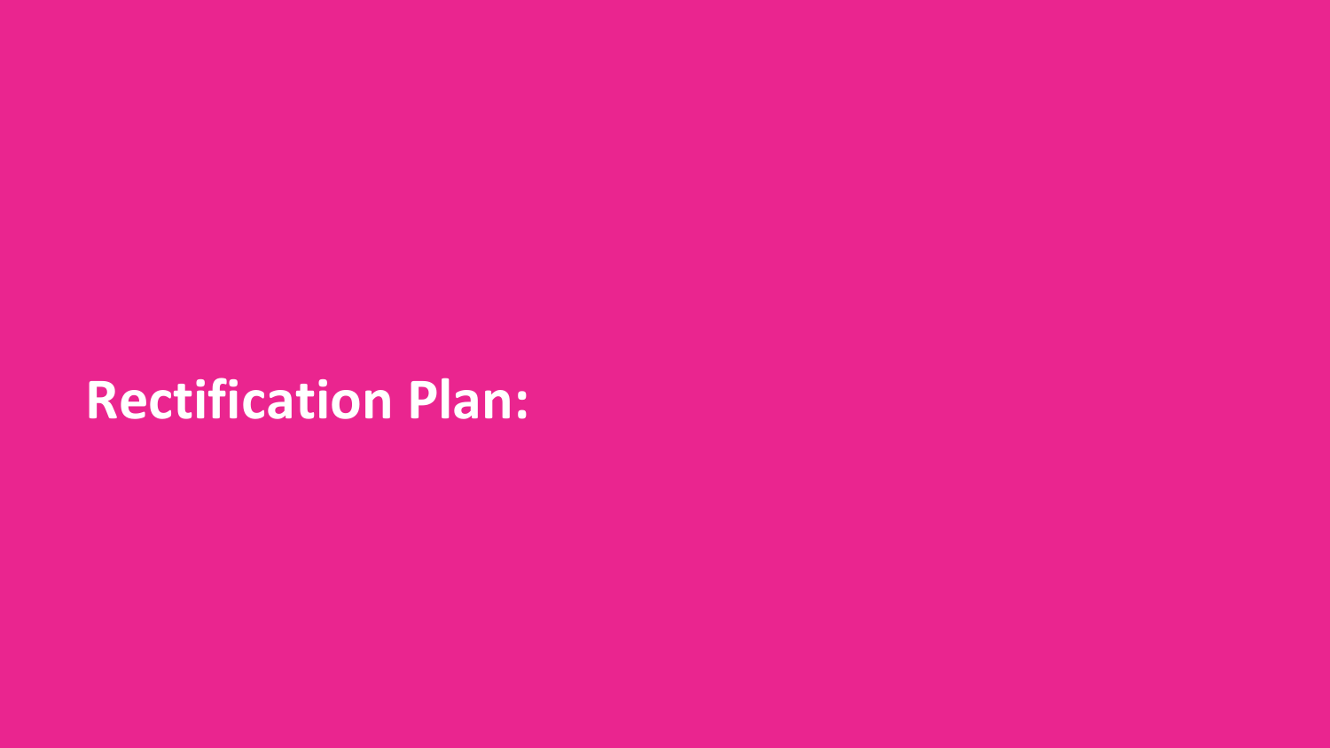# Rectification Plan: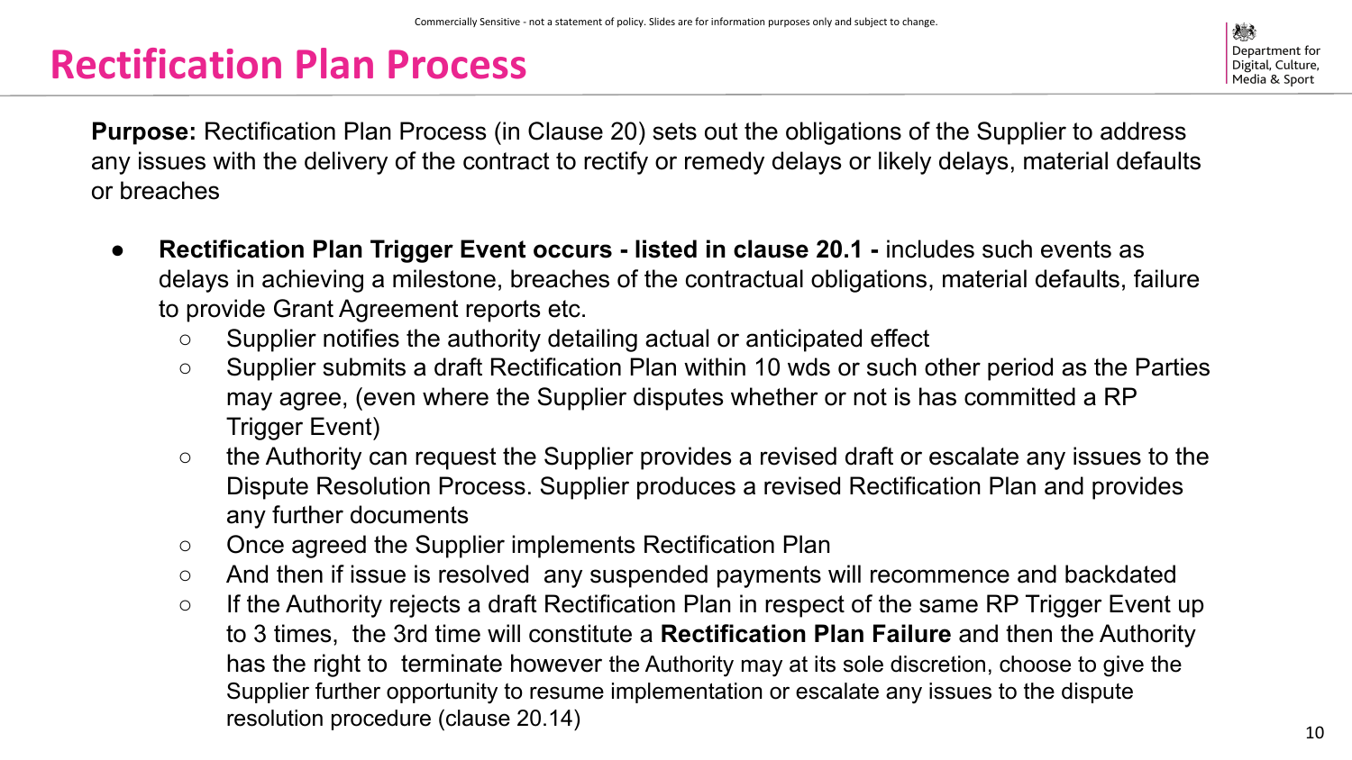# Rectification Plan Process

**Purpose:** Rectification Plan Process (in Clause 20) sets out the obligations of the Supplier to address any issues with the delivery of the contract to rectify or remedy delays or likely delays, material defaults or breaches

- **Rectification Plan Trigger Event occurs - listed in clause 20.1 -** includes such events as delays in achieving a milestone, breaches of the contractual obligations, material defaults, failure to provide Grant Agreement reports etc.
  - Supplier notifies the authority detailing actual or anticipated effect
  - Supplier submits a draft Rectification Plan within 10 wds or such other period as the Parties may agree, (even where the Supplier disputes whether or not is has committed a RP Trigger Event)
  - the Authority can request the Supplier provides a revised draft or escalate any issues to the Dispute Resolution Process. Supplier produces a revised Rectification Plan and provides any further documents
  - Once agreed the Supplier implements Rectification Plan
  - And then if issue is resolved any suspended payments will recommence and backdated
  - If the Authority rejects a draft Rectification Plan in respect of the same RP Trigger Event up to 3 times, the 3rd time will constitute a **Rectification Plan Failure** and then the Authority has the right to terminate however the Authority may at its sole discretion, choose to give the Supplier further opportunity to resume implementation or escalate any issues to the dispute resolution procedure (clause 20.14)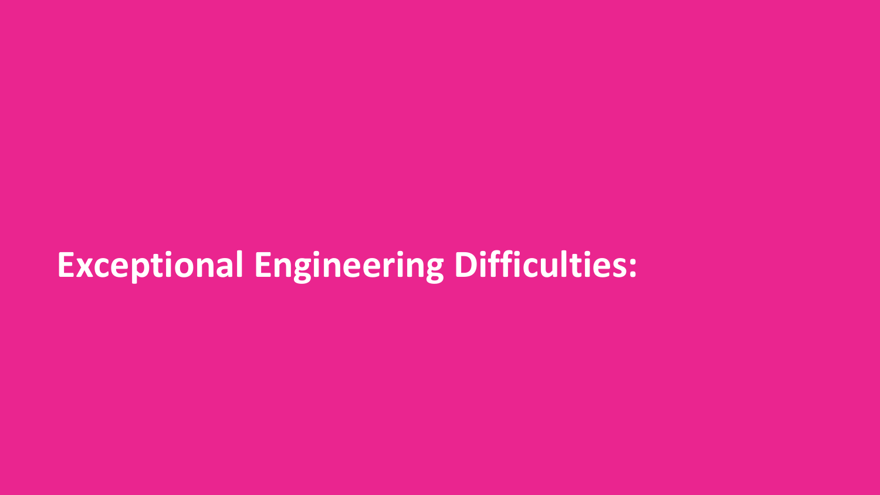# Exceptional Engineering Difficulties: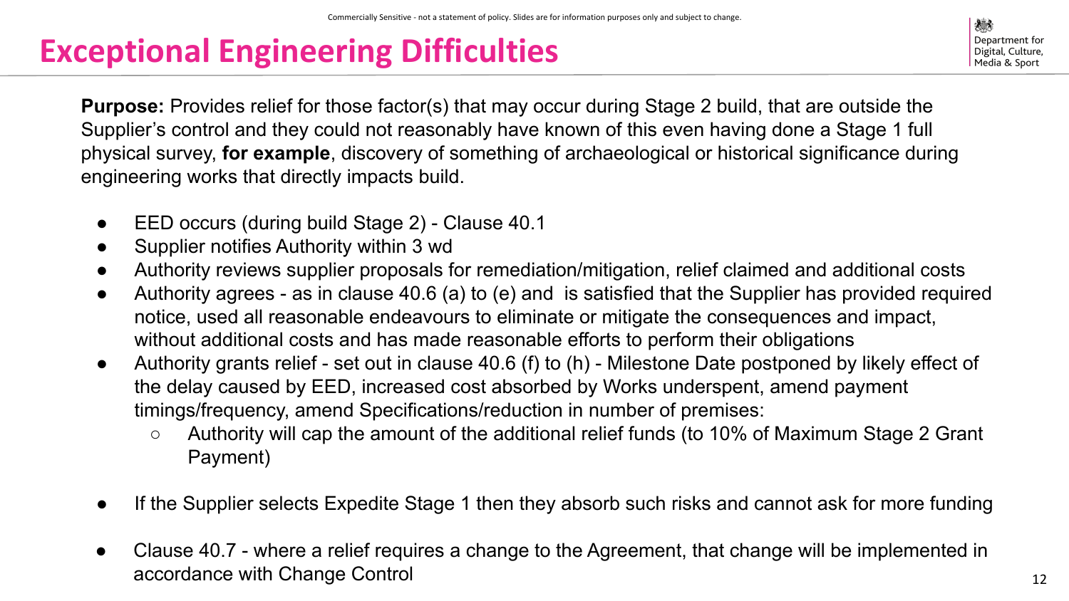# Exceptional Engineering Difficulties

**Purpose:** Provides relief for those factor(s) that may occur during Stage 2 build, that are outside the Supplier's control and they could not reasonably have known of this even having done a Stage 1 full physical survey, **for example**, discovery of something of archaeological or historical significance during engineering works that directly impacts build.

- EED occurs (during build Stage 2) - Clause 40.1
- Supplier notifies Authority within 3 wd
- Authority reviews supplier proposals for remediation/mitigation, relief claimed and additional costs
- Authority agrees - as in clause 40.6 (a) to (e) and is satisfied that the Supplier has provided required notice, used all reasonable endeavours to eliminate or mitigate the consequences and impact, without additional costs and has made reasonable efforts to perform their obligations
- Authority grants relief - set out in clause 40.6 (f) to (h) - Milestone Date postponed by likely effect of the delay caused by EED, increased cost absorbed by Works underspent, amend payment timings/frequency, amend Specifications/reduction in number of premises:
  - Authority will cap the amount of the additional relief funds (to 10% of Maximum Stage 2 Grant Payment)
- If the Supplier selects Expedite Stage 1 then they absorb such risks and cannot ask for more funding
- Clause 40.7 - where a relief requires a change to the Agreement, that change will be implemented in accordance with Change Control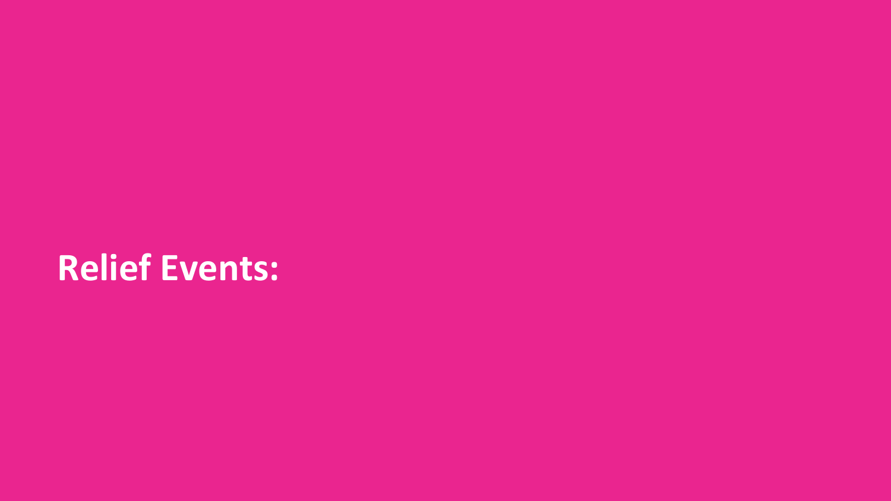# Relief Events: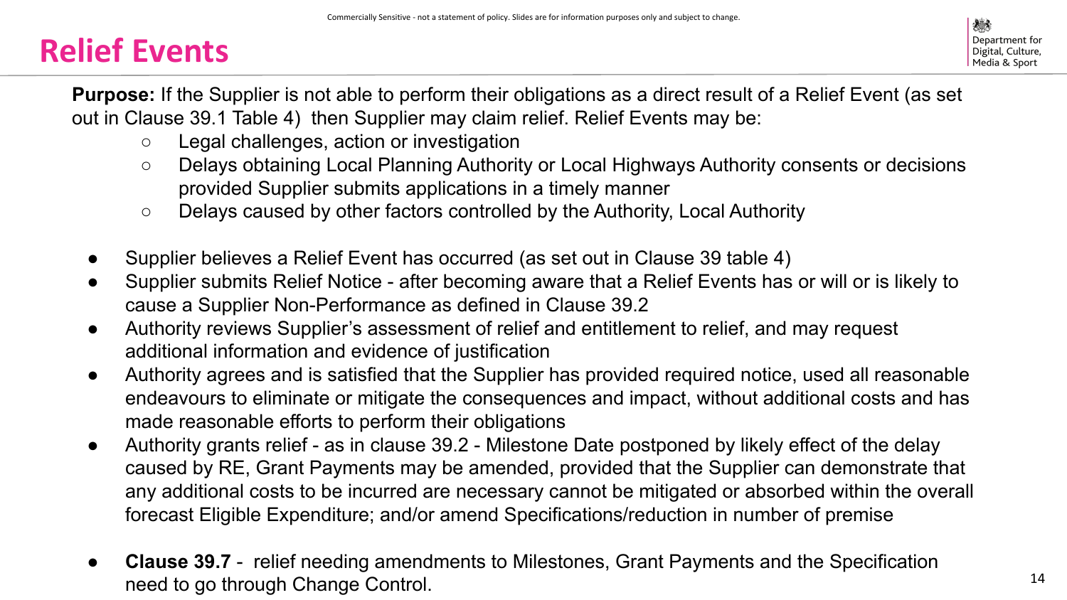# Relief Events

**Purpose:** If the Supplier is not able to perform their obligations as a direct result of a Relief Event (as set out in Clause 39.1 Table 4) then Supplier may claim relief. Relief Events may be:

- Legal challenges, action or investigation
- Delays obtaining Local Planning Authority or Local Highways Authority consents or decisions provided Supplier submits applications in a timely manner
- Delays caused by other factors controlled by the Authority, Local Authority

- Supplier believes a Relief Event has occurred (as set out in Clause 39 table 4)
- Supplier submits Relief Notice - after becoming aware that a Relief Events has or will or is likely to cause a Supplier Non-Performance as defined in Clause 39.2
- Authority reviews Supplier's assessment of relief and entitlement to relief, and may request additional information and evidence of justification
- Authority agrees and is satisfied that the Supplier has provided required notice, used all reasonable endeavours to eliminate or mitigate the consequences and impact, without additional costs and has made reasonable efforts to perform their obligations
- Authority grants relief - as in clause 39.2 - Milestone Date postponed by likely effect of the delay caused by RE, Grant Payments may be amended, provided that the Supplier can demonstrate that any additional costs to be incurred are necessary cannot be mitigated or absorbed within the overall forecast Eligible Expenditure; and/or amend Specifications/reduction in number of premise

- **Clause 39.7** - relief needing amendments to Milestones, Grant Payments and the Specification need to go through Change Control.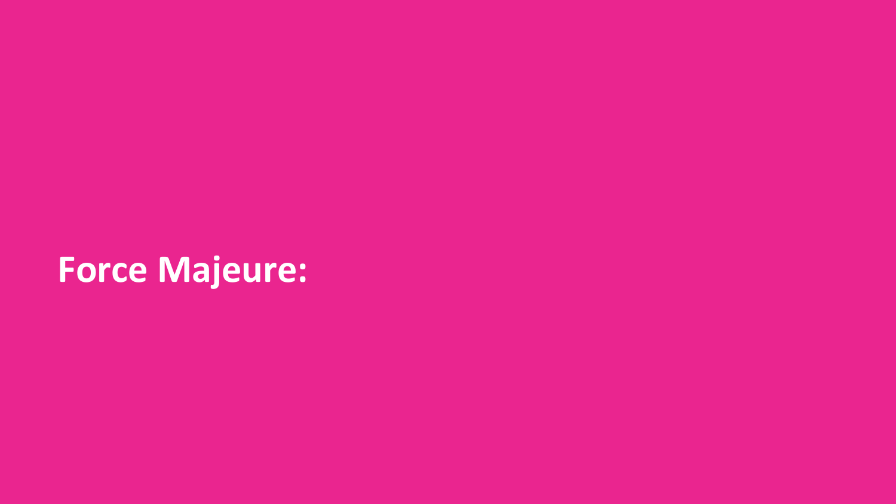# Force Majeure: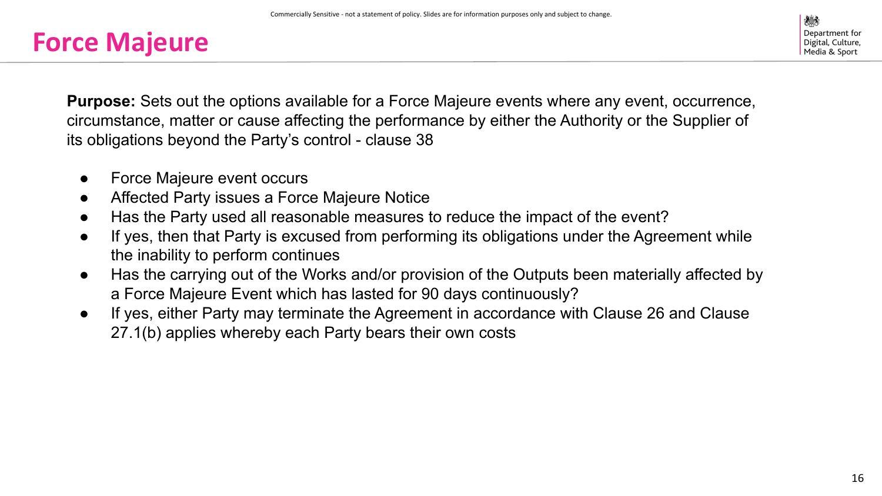# Force Majeure

**Purpose:** Sets out the options available for a Force Majeure events where any event, occurrence, circumstance, matter or cause affecting the performance by either the Authority or the Supplier of its obligations beyond the Party's control - clause 38

- Force Majeure event occurs
- Affected Party issues a Force Majeure Notice
- Has the Party used all reasonable measures to reduce the impact of the event?
- If yes, then that Party is excused from performing its obligations under the Agreement while the inability to perform continues
- Has the carrying out of the Works and/or provision of the Outputs been materially affected by a Force Majeure Event which has lasted for 90 days continuously?
- If yes, either Party may terminate the Agreement in accordance with Clause 26 and Clause 27.1(b) applies whereby each Party bears their own costs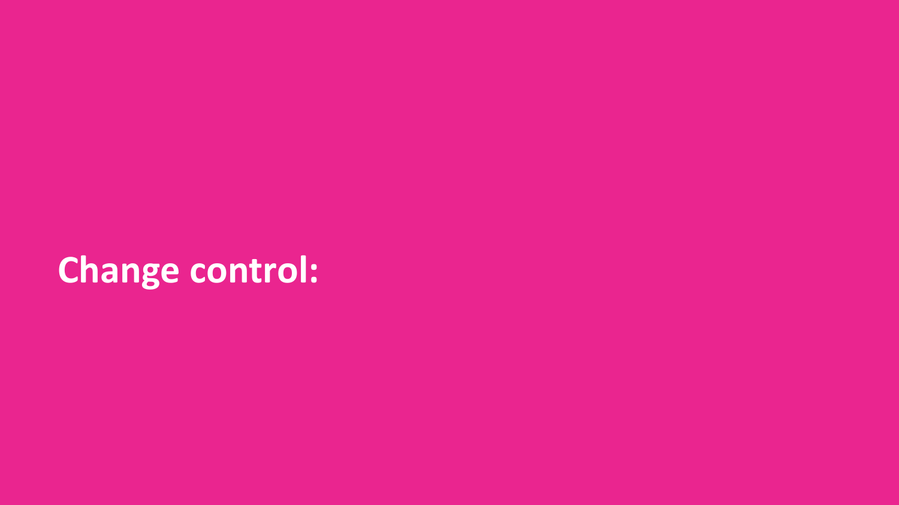# Change control: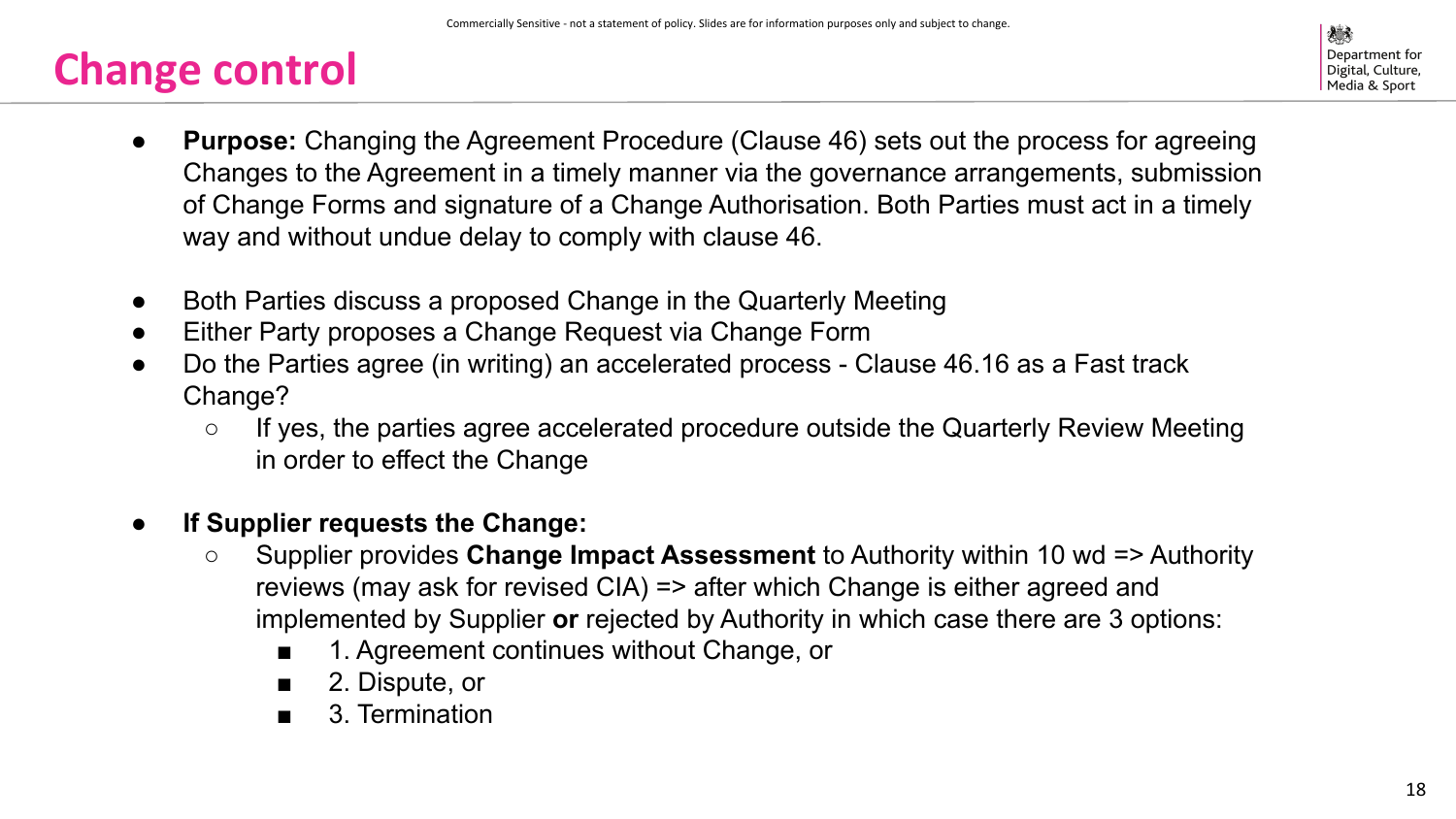# Change control

- **Purpose:** Changing the Agreement Procedure (Clause 46) sets out the process for agreeing Changes to the Agreement in a timely manner via the governance arrangements, submission of Change Forms and signature of a Change Authorisation. Both Parties must act in a timely way and without undue delay to comply with clause 46.

- Both Parties discuss a proposed Change in the Quarterly Meeting
- Either Party proposes a Change Request via Change Form
- Do the Parties agree (in writing) an accelerated process - Clause 46.16 as a Fast track Change?
  - If yes, the parties agree accelerated procedure outside the Quarterly Review Meeting in order to effect the Change

- **If Supplier requests the Change:**
  - Supplier provides **Change Impact Assessment** to Authority within 10 wd => Authority reviews (may ask for revised CIA) => after which Change is either agreed and implemented by Supplier **or** rejected by Authority in which case there are 3 options:
    - 1. Agreement continues without Change, or
    - 2. Dispute, or
    - 3. Termination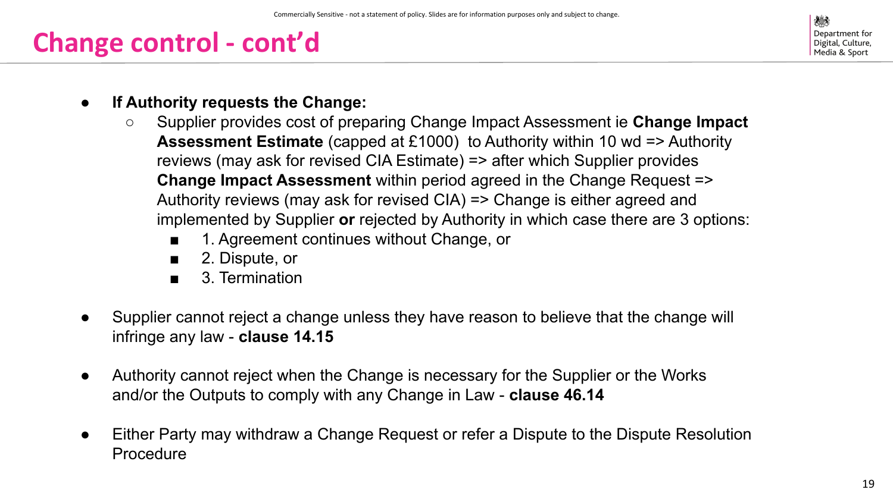# Change control - cont'd

- **If Authority requests the Change:**
  - Supplier provides cost of preparing Change Impact Assessment ie **Change Impact Assessment Estimate** (capped at £1000) to Authority within 10 wd => Authority reviews (may ask for revised CIA Estimate) => after which Supplier provides **Change Impact Assessment** within period agreed in the Change Request => Authority reviews (may ask for revised CIA) => Change is either agreed and implemented by Supplier **or** rejected by Authority in which case there are 3 options:
    - 1. Agreement continues without Change, or
    - 2. Dispute, or
    - 3. Termination

- Supplier cannot reject a change unless they have reason to believe that the change will infringe any law - **clause 14.15**

- Authority cannot reject when the Change is necessary for the Supplier or the Works and/or the Outputs to comply with any Change in Law - **clause 46.14**

- Either Party may withdraw a Change Request or refer a Dispute to the Dispute Resolution Procedure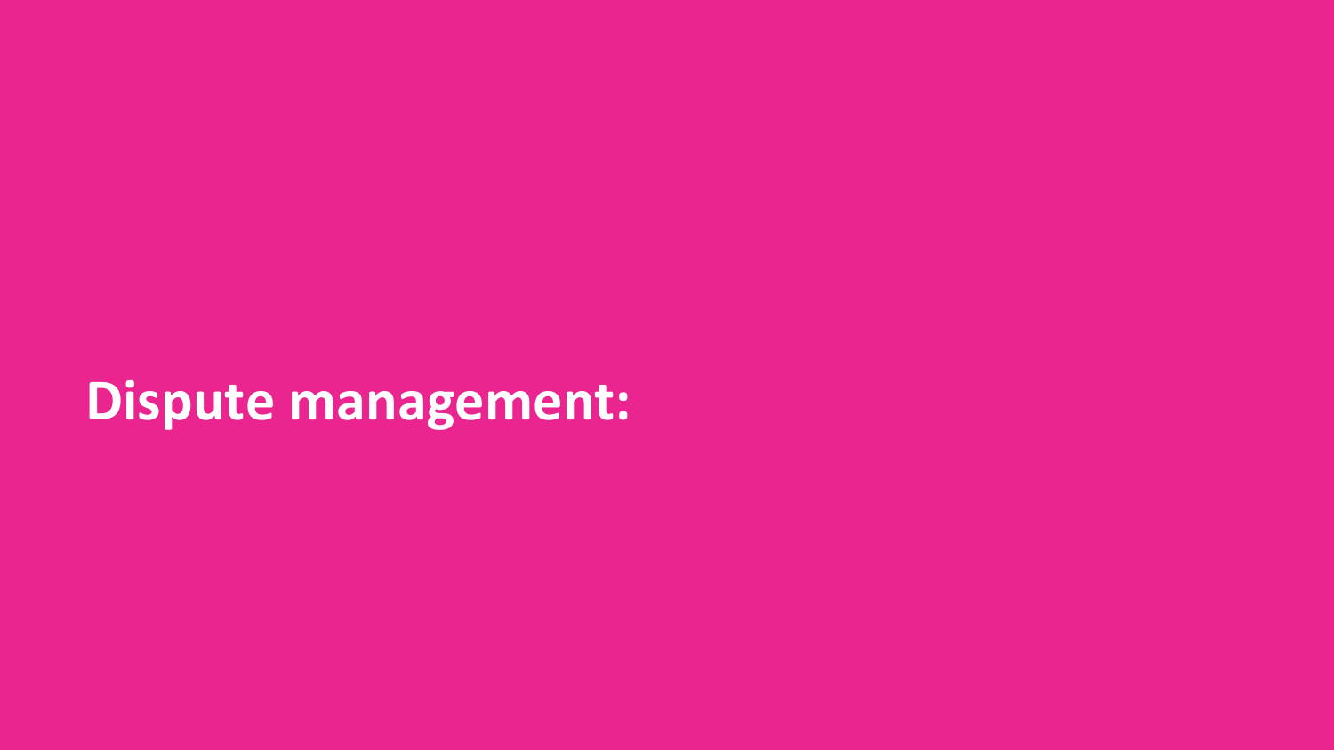# Dispute management: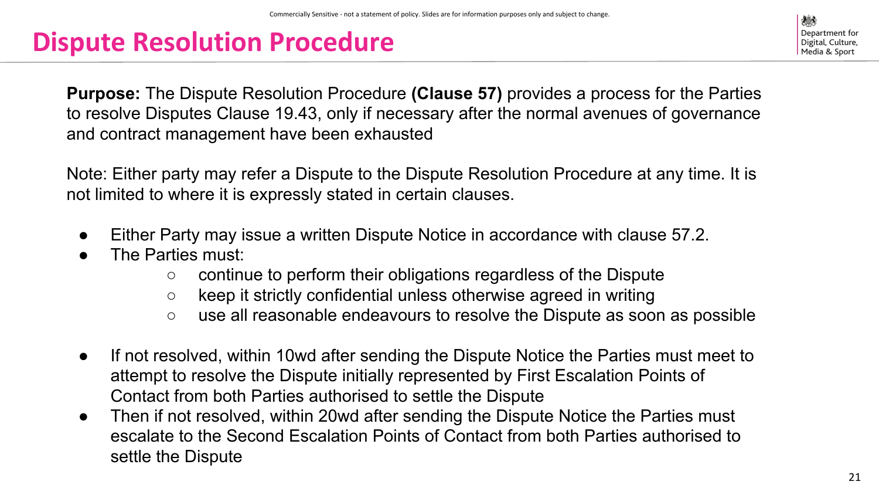# Dispute Resolution Procedure

**Purpose:** The Dispute Resolution Procedure **(Clause 57)** provides a process for the Parties to resolve Disputes Clause 19.43, only if necessary after the normal avenues of governance and contract management have been exhausted

Note: Either party may refer a Dispute to the Dispute Resolution Procedure at any time. It is not limited to where it is expressly stated in certain clauses.

- Either Party may issue a written Dispute Notice in accordance with clause 57.2.
- The Parties must:
    - continue to perform their obligations regardless of the Dispute
    - keep it strictly confidential unless otherwise agreed in writing
    - use all reasonable endeavours to resolve the Dispute as soon as possible

- If not resolved, within 10wd after sending the Dispute Notice the Parties must meet to attempt to resolve the Dispute initially represented by First Escalation Points of Contact from both Parties authorised to settle the Dispute
- Then if not resolved, within 20wd after sending the Dispute Notice the Parties must escalate to the Second Escalation Points of Contact from both Parties authorised to settle the Dispute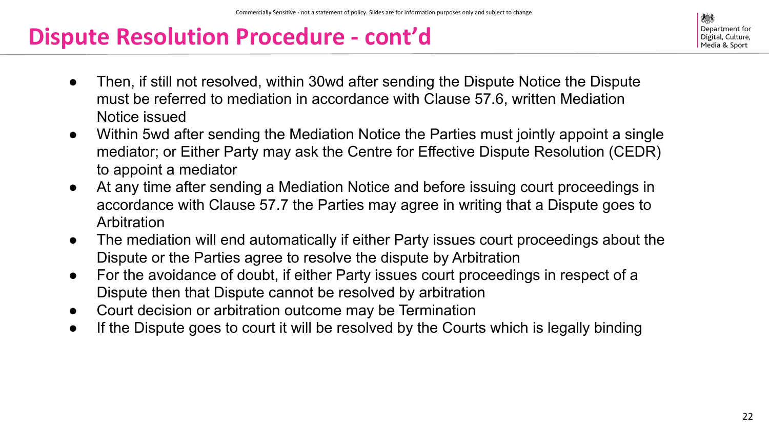# Dispute Resolution Procedure - cont'd

- Then, if still not resolved, within 30wd after sending the Dispute Notice the Dispute must be referred to mediation in accordance with Clause 57.6, written Mediation Notice issued
- Within 5wd after sending the Mediation Notice the Parties must jointly appoint a single mediator; or Either Party may ask the Centre for Effective Dispute Resolution (CEDR) to appoint a mediator
- At any time after sending a Mediation Notice and before issuing court proceedings in accordance with Clause 57.7 the Parties may agree in writing that a Dispute goes to Arbitration
- The mediation will end automatically if either Party issues court proceedings about the Dispute or the Parties agree to resolve the dispute by Arbitration
- For the avoidance of doubt, if either Party issues court proceedings in respect of a Dispute then that Dispute cannot be resolved by arbitration
- Court decision or arbitration outcome may be Termination
- If the Dispute goes to court it will be resolved by the Courts which is legally binding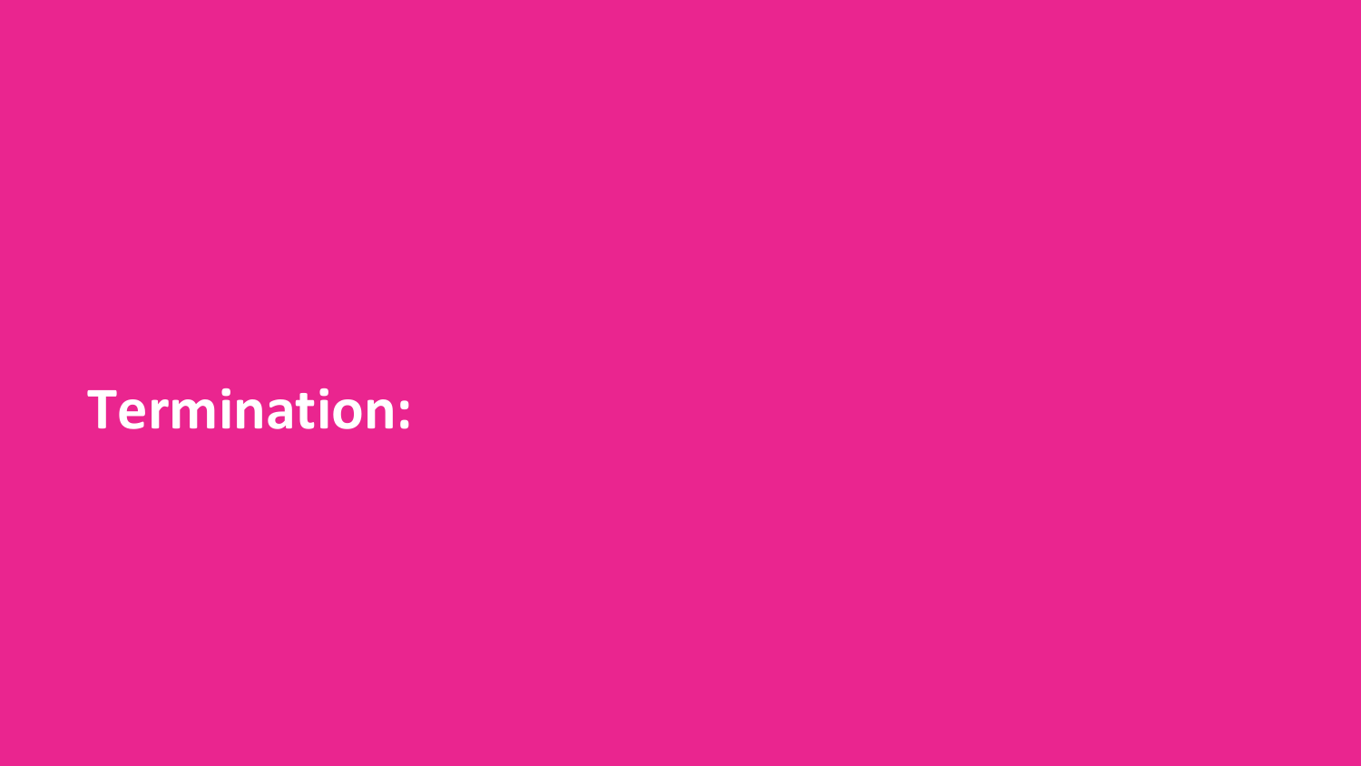# Termination: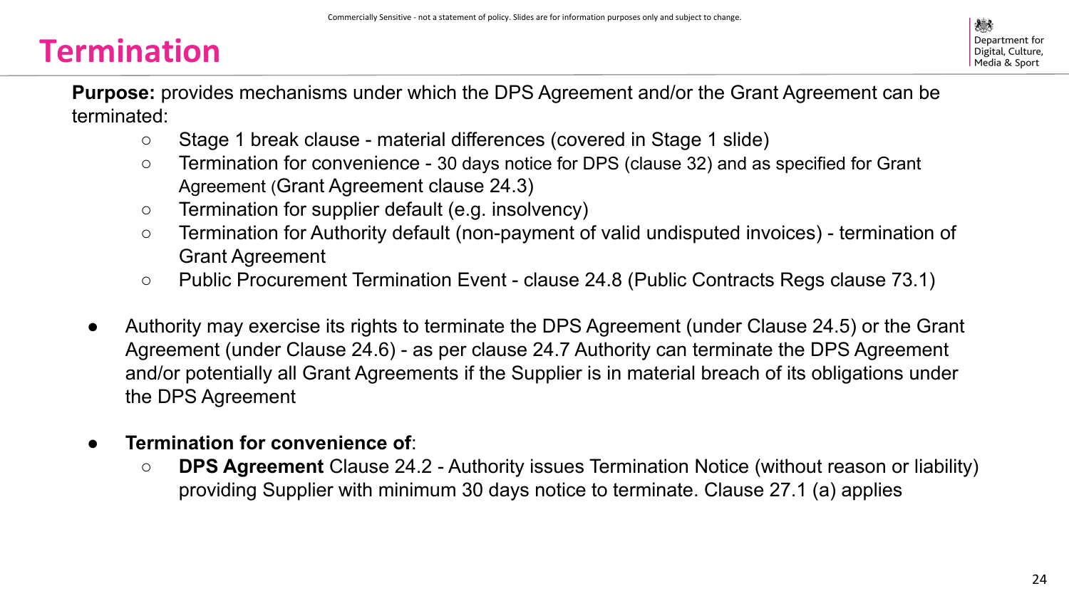# Termination

**Purpose:** provides mechanisms under which the DPS Agreement and/or the Grant Agreement can be terminated:

- Stage 1 break clause - material differences (covered in Stage 1 slide)
- Termination for convenience - 30 days notice for DPS (clause 32) and as specified for Grant Agreement (Grant Agreement clause 24.3)
- Termination for supplier default (e.g. insolvency)
- Termination for Authority default (non-payment of valid undisputed invoices) - termination of Grant Agreement
- Public Procurement Termination Event - clause 24.8 (Public Contracts Regs clause 73.1)

- Authority may exercise its rights to terminate the DPS Agreement (under Clause 24.5) or the Grant Agreement (under Clause 24.6) - as per clause 24.7 Authority can terminate the DPS Agreement and/or potentially all Grant Agreements if the Supplier is in material breach of its obligations under the DPS Agreement

- **Termination for convenience of**:
  - **DPS Agreement** Clause 24.2 - Authority issues Termination Notice (without reason or liability) providing Supplier with minimum 30 days notice to terminate. Clause 27.1 (a) applies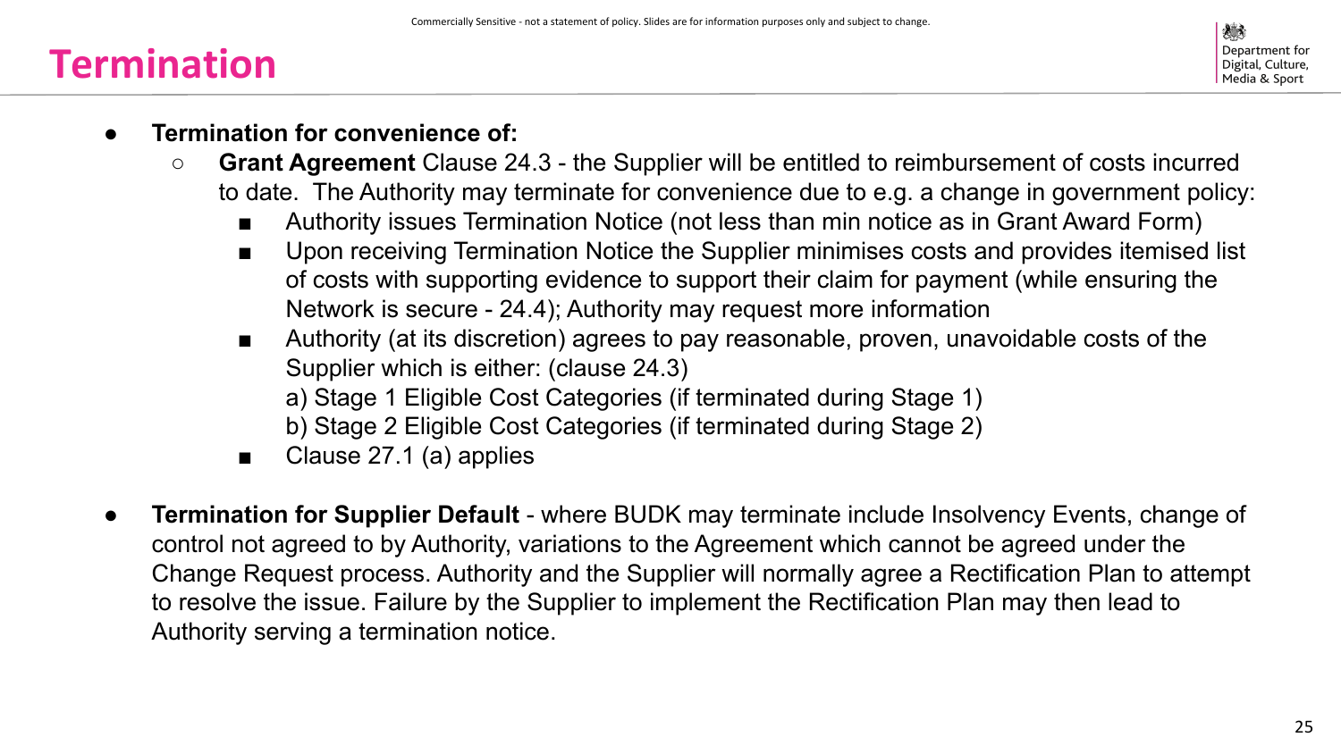# Termination

- **Termination for convenience of:**
  - **Grant Agreement** Clause 24.3 - the Supplier will be entitled to reimbursement of costs incurred to date. The Authority may terminate for convenience due to e.g. a change in government policy:
    - Authority issues Termination Notice (not less than min notice as in Grant Award Form)
    - Upon receiving Termination Notice the Supplier minimises costs and provides itemised list of costs with supporting evidence to support their claim for payment (while ensuring the Network is secure - 24.4); Authority may request more information
    - Authority (at its discretion) agrees to pay reasonable, proven, unavoidable costs of the Supplier which is either: (clause 24.3)  
      a) Stage 1 Eligible Cost Categories (if terminated during Stage 1)  
      b) Stage 2 Eligible Cost Categories (if terminated during Stage 2)
    - Clause 27.1 (a) applies

- **Termination for Supplier Default** - where BUDK may terminate include Insolvency Events, change of control not agreed to by Authority, variations to the Agreement which cannot be agreed under the Change Request process. Authority and the Supplier will normally agree a Rectification Plan to attempt to resolve the issue. Failure by the Supplier to implement the Rectification Plan may then lead to Authority serving a termination notice.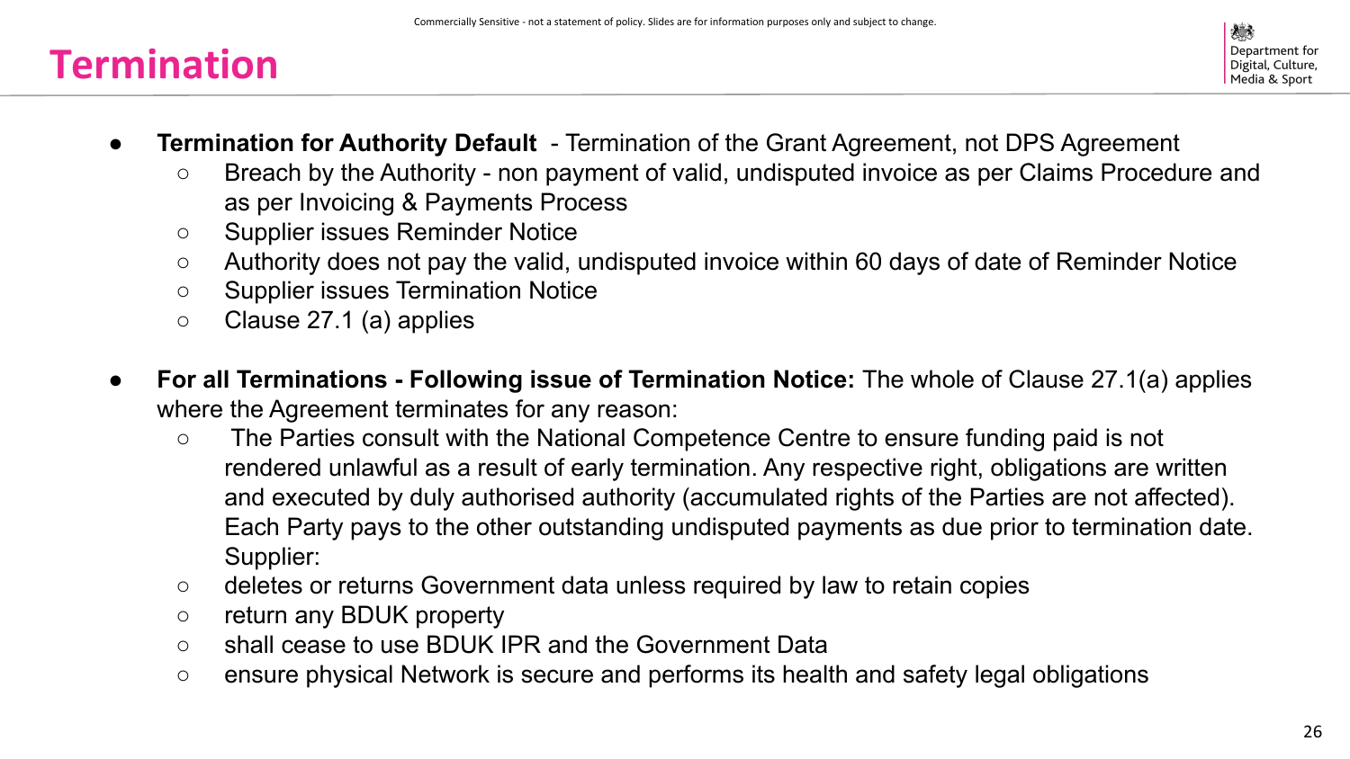# Termination

- **Termination for Authority Default** - Termination of the Grant Agreement, not DPS Agreement
  - Breach by the Authority - non payment of valid, undisputed invoice as per Claims Procedure and as per Invoicing & Payments Process
  - Supplier issues Reminder Notice
  - Authority does not pay the valid, undisputed invoice within 60 days of date of Reminder Notice
  - Supplier issues Termination Notice
  - Clause 27.1 (a) applies

- **For all Terminations - Following issue of Termination Notice:** The whole of Clause 27.1(a) applies where the Agreement terminates for any reason:
  - The Parties consult with the National Competence Centre to ensure funding paid is not rendered unlawful as a result of early termination. Any respective right, obligations are written and executed by duly authorised authority (accumulated rights of the Parties are not affected). Each Party pays to the other outstanding undisputed payments as due prior to termination date. Supplier:
  - deletes or returns Government data unless required by law to retain copies
  - return any BDUK property
  - shall cease to use BDUK IPR and the Government Data
  - ensure physical Network is secure and performs its health and safety legal obligations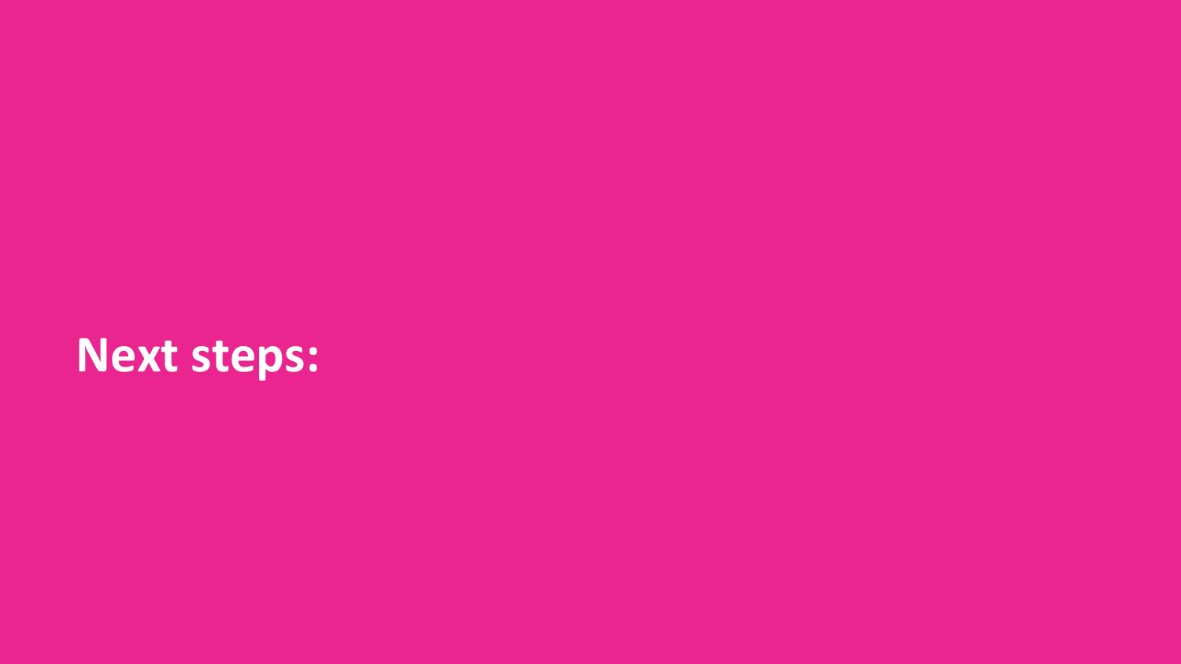**Next steps:**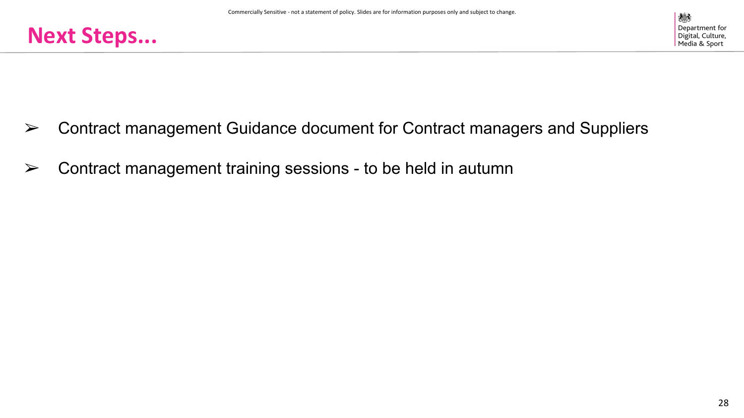# Next Steps...

- Contract management Guidance document for Contract managers and Suppliers
- Contract management training sessions - to be held in autumn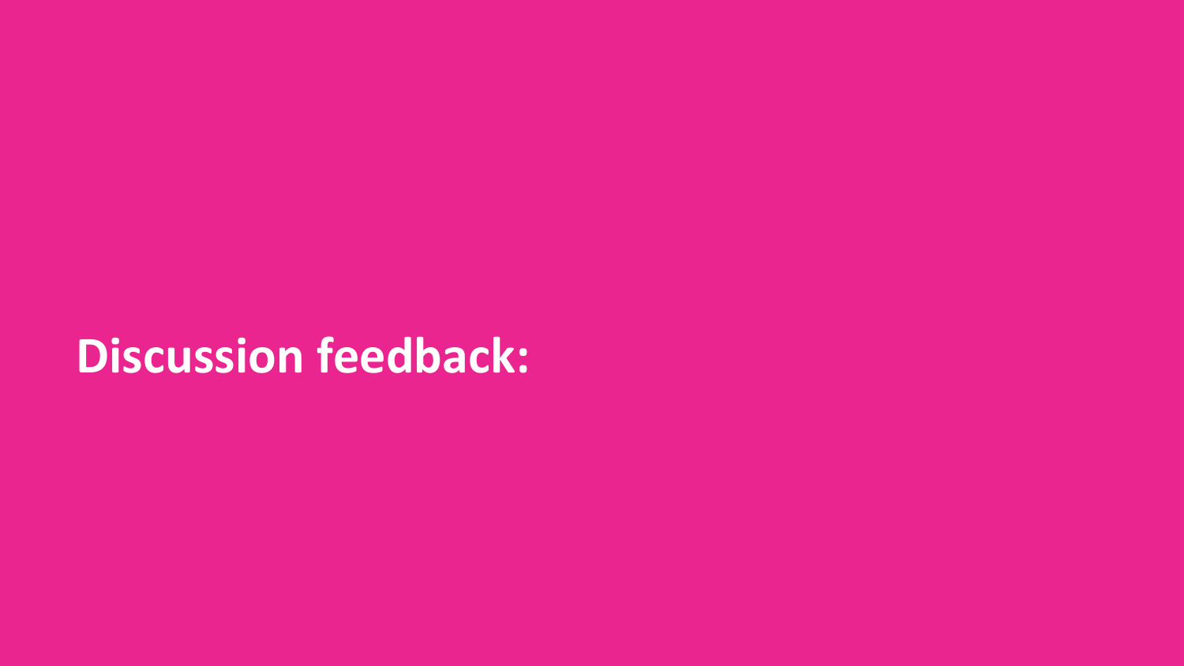# Discussion feedback: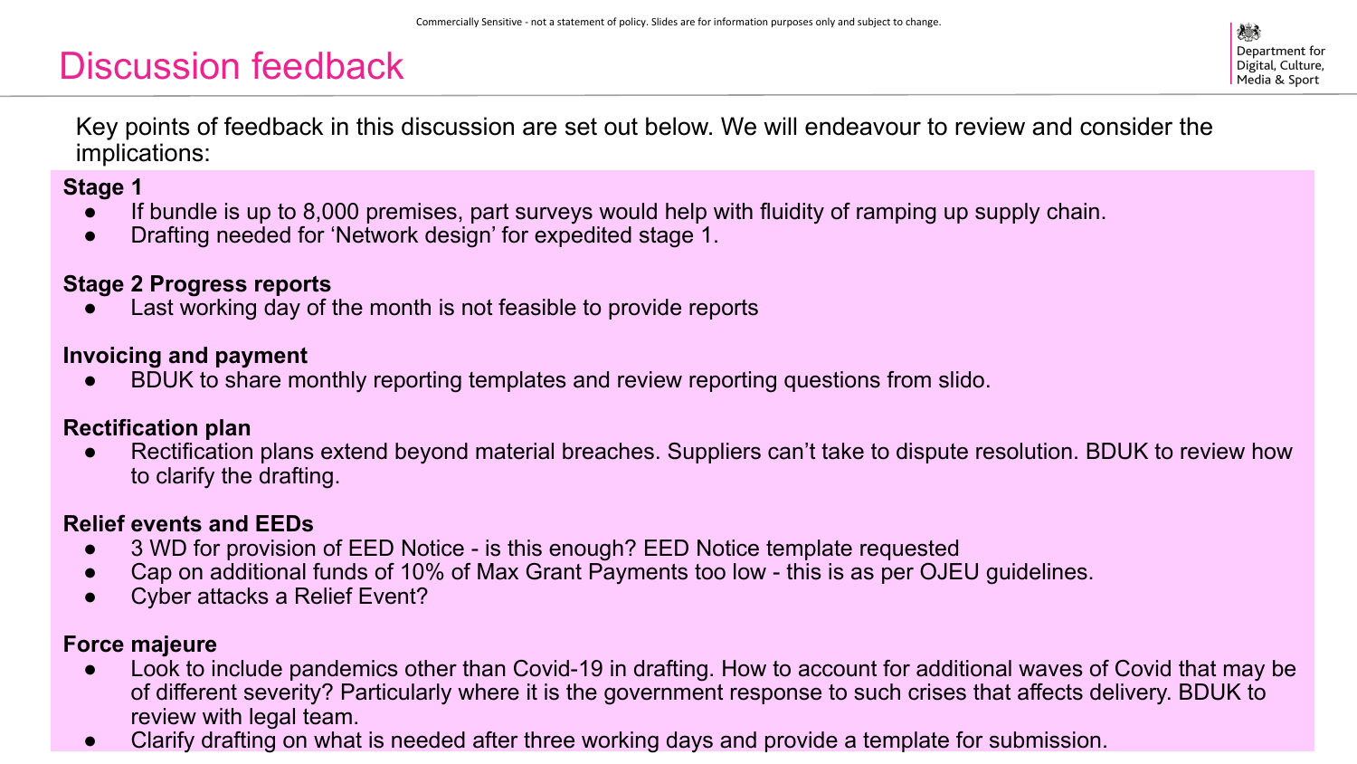# Discussion feedback

Key points of feedback in this discussion are set out below. We will endeavour to review and consider the implications:

**Stage 1**

- If bundle is up to 8,000 premises, part surveys would help with fluidity of ramping up supply chain.
- Drafting needed for 'Network design' for expedited stage 1.

**Stage 2 Progress reports**

- Last working day of the month is not feasible to provide reports

**Invoicing and payment**

- BDUK to share monthly reporting templates and review reporting questions from slido.

**Rectification plan**

- Rectification plans extend beyond material breaches. Suppliers can't take to dispute resolution. BDUK to review how to clarify the drafting.

**Relief events and EEDs**

- 3 WD for provision of EED Notice - is this enough? EED Notice template requested
- Cap on additional funds of 10% of Max Grant Payments too low - this is as per OJEU guidelines.
- Cyber attacks a Relief Event?

**Force majeure**

- Look to include pandemics other than Covid-19 in drafting. How to account for additional waves of Covid that may be of different severity? Particularly where it is the government response to such crises that affects delivery. BDUK to review with legal team.
- Clarify drafting on what is needed after three working days and provide a template for submission.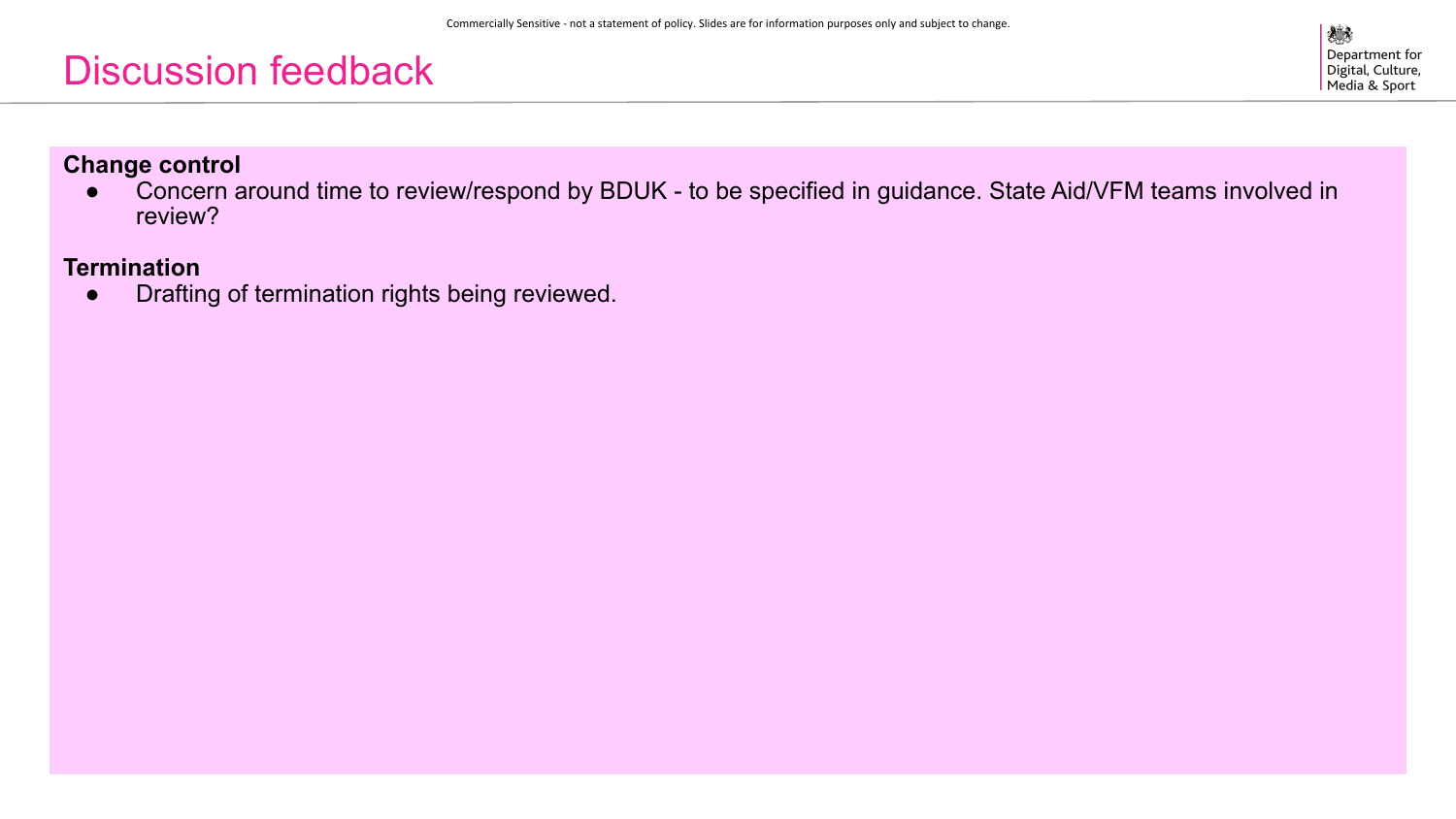# Discussion feedback

**Change control**

- Concern around time to review/respond by BDUK - to be specified in guidance. State Aid/VFM teams involved in review?

**Termination**

- Drafting of termination rights being reviewed.